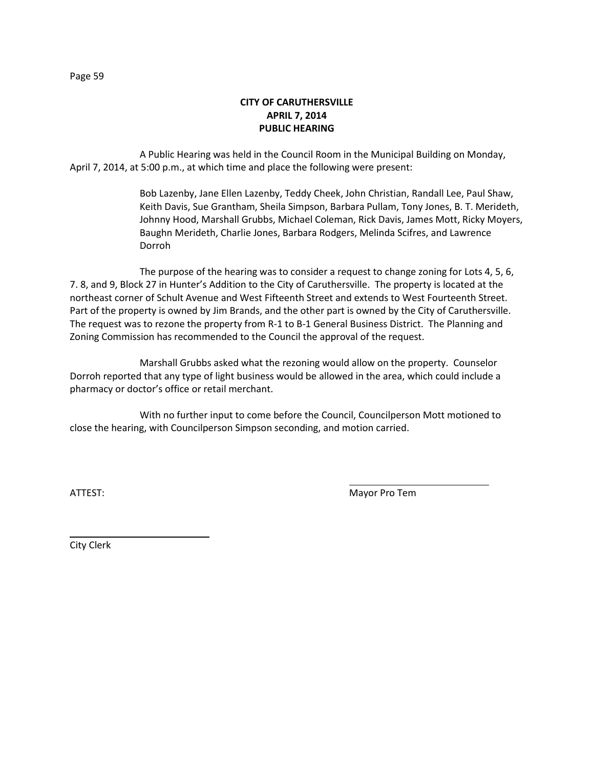**CITY OF CARUTHERSVILLE**
**APRIL 7, 2014**
**PUBLIC HEARING**

A Public Hearing was held in the Council Room in the Municipal Building on Monday, April 7, 2014, at 5:00 p.m., at which time and place the following were present:

> Bob Lazenby, Jane Ellen Lazenby, Teddy Cheek, John Christian, Randall Lee, Paul Shaw, Keith Davis, Sue Grantham, Sheila Simpson, Barbara Pullam, Tony Jones, B. T. Merideth, Johnny Hood, Marshall Grubbs, Michael Coleman, Rick Davis, James Mott, Ricky Moyers, Baughn Merideth, Charlie Jones, Barbara Rodgers, Melinda Scifres, and Lawrence Dorroh

The purpose of the hearing was to consider a request to change zoning for Lots 4, 5, 6, 7. 8, and 9, Block 27 in Hunter's Addition to the City of Caruthersville. The property is located at the northeast corner of Schult Avenue and West Fifteenth Street and extends to West Fourteenth Street. Part of the property is owned by Jim Brands, and the other part is owned by the City of Caruthersville. The request was to rezone the property from R-1 to B-1 General Business District. The Planning and Zoning Commission has recommended to the Council the approval of the request.

Marshall Grubbs asked what the rezoning would allow on the property. Counselor Dorroh reported that any type of light business would be allowed in the area, which could include a pharmacy or doctor's office or retail merchant.

With no further input to come before the Council, Councilperson Mott motioned to close the hearing, with Councilperson Simpson seconding, and motion carried.

ATTEST: \_\_\_\_\_\_\_\_\_\_\_\_\_\_\_\_\_\_\_\_\_\_\_\_\_\_

Mayor Pro Tem

\_\_\_\_\_\_\_\_\_\_\_\_\_\_\_\_\_\_\_\_\_\_\_\_\_\_

City Clerk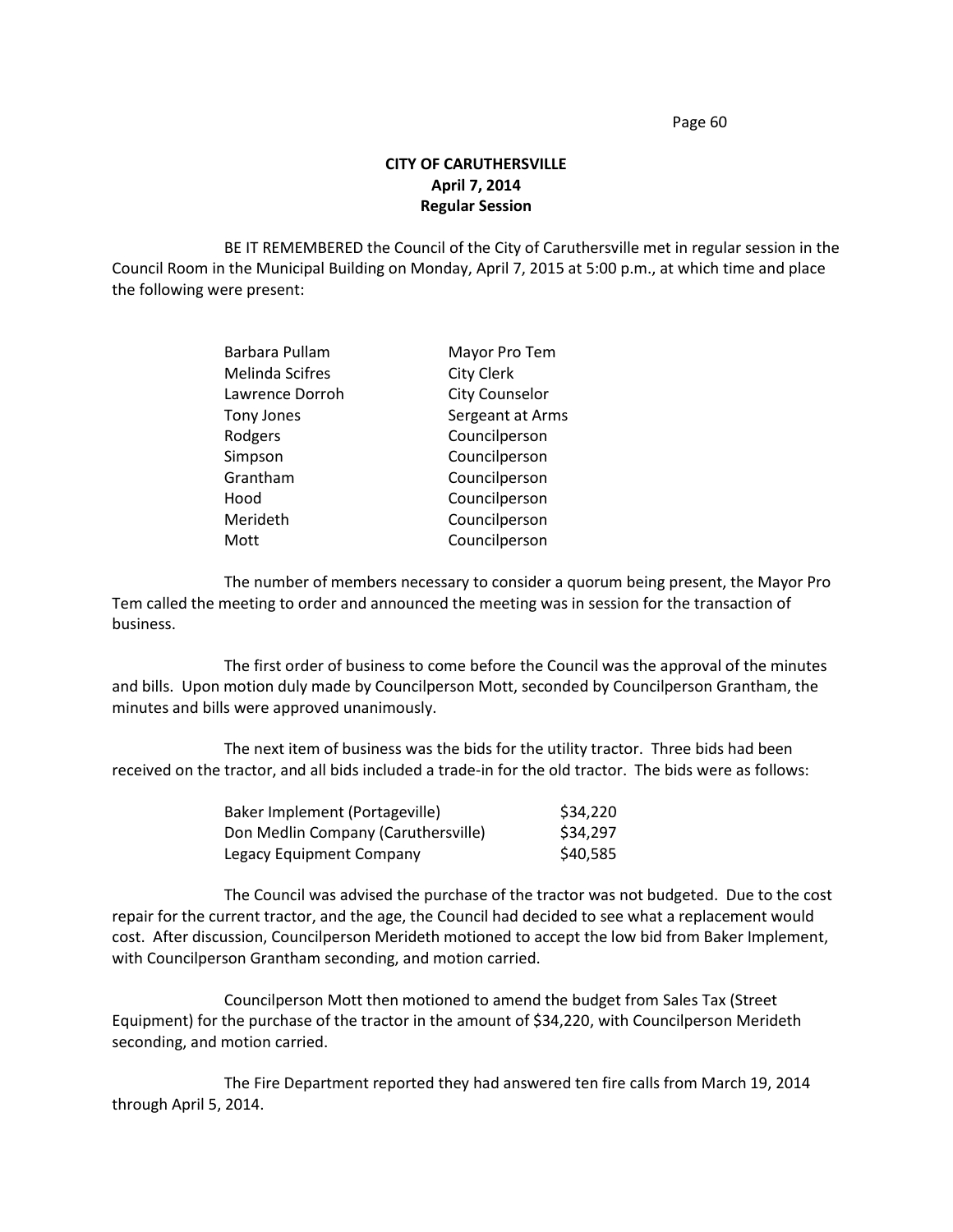**CITY OF CARUTHERSVILLE**
**April 7, 2014**
**Regular Session**

BE IT REMEMBERED the Council of the City of Caruthersville met in regular session in the Council Room in the Municipal Building on Monday, April 7, 2015 at 5:00 p.m., at which time and place the following were present:

| | |
|---|---|
| Barbara Pullam | Mayor Pro Tem |
| Melinda Scifres | City Clerk |
| Lawrence Dorroh | City Counselor |
| Tony Jones | Sergeant at Arms |
| Rodgers | Councilperson |
| Simpson | Councilperson |
| Grantham | Councilperson |
| Hood | Councilperson |
| Merideth | Councilperson |
| Mott | Councilperson |

The number of members necessary to consider a quorum being present, the Mayor Pro Tem called the meeting to order and announced the meeting was in session for the transaction of business.

The first order of business to come before the Council was the approval of the minutes and bills. Upon motion duly made by Councilperson Mott, seconded by Councilperson Grantham, the minutes and bills were approved unanimously.

The next item of business was the bids for the utility tractor. Three bids had been received on the tractor, and all bids included a trade-in for the old tractor. The bids were as follows:

| | |
|---|---|
| Baker Implement (Portageville) | $34,220 |
| Don Medlin Company (Caruthersville) | $34,297 |
| Legacy Equipment Company | $40,585 |

The Council was advised the purchase of the tractor was not budgeted. Due to the cost repair for the current tractor, and the age, the Council had decided to see what a replacement would cost. After discussion, Councilperson Merideth motioned to accept the low bid from Baker Implement, with Councilperson Grantham seconding, and motion carried.

Councilperson Mott then motioned to amend the budget from Sales Tax (Street Equipment) for the purchase of the tractor in the amount of $34,220, with Councilperson Merideth seconding, and motion carried.

The Fire Department reported they had answered ten fire calls from March 19, 2014 through April 5, 2014.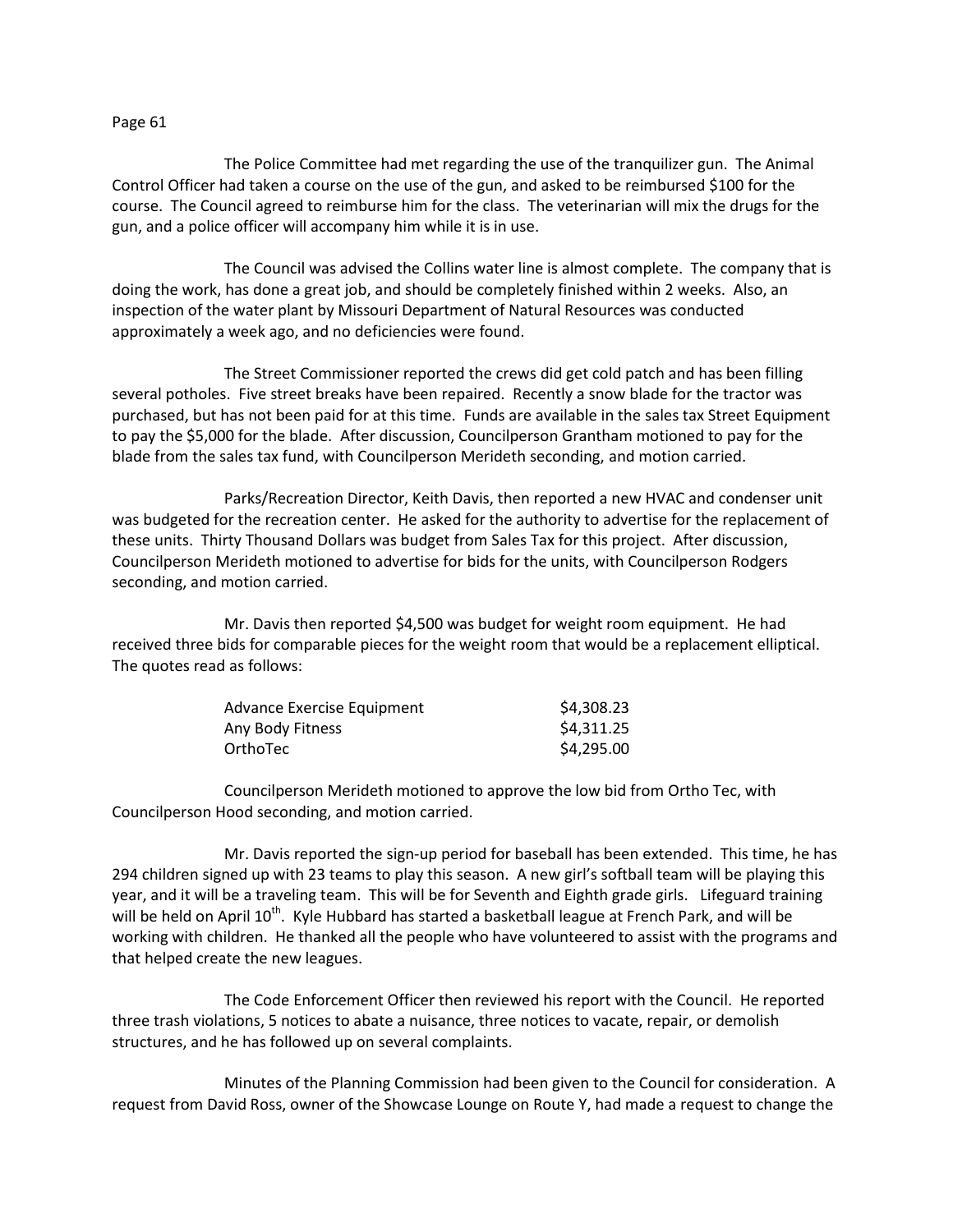The Police Committee had met regarding the use of the tranquilizer gun. The Animal Control Officer had taken a course on the use of the gun, and asked to be reimbursed $100 for the course. The Council agreed to reimburse him for the class. The veterinarian will mix the drugs for the gun, and a police officer will accompany him while it is in use.

The Council was advised the Collins water line is almost complete. The company that is doing the work, has done a great job, and should be completely finished within 2 weeks. Also, an inspection of the water plant by Missouri Department of Natural Resources was conducted approximately a week ago, and no deficiencies were found.

The Street Commissioner reported the crews did get cold patch and has been filling several potholes. Five street breaks have been repaired. Recently a snow blade for the tractor was purchased, but has not been paid for at this time. Funds are available in the sales tax Street Equipment to pay the $5,000 for the blade. After discussion, Councilperson Grantham motioned to pay for the blade from the sales tax fund, with Councilperson Merideth seconding, and motion carried.

Parks/Recreation Director, Keith Davis, then reported a new HVAC and condenser unit was budgeted for the recreation center. He asked for the authority to advertise for the replacement of these units. Thirty Thousand Dollars was budget from Sales Tax for this project. After discussion, Councilperson Merideth motioned to advertise for bids for the units, with Councilperson Rodgers seconding, and motion carried.

Mr. Davis then reported $4,500 was budget for weight room equipment. He had received three bids for comparable pieces for the weight room that would be a replacement elliptical. The quotes read as follows:

| | |
|---|---|
| Advance Exercise Equipment | $4,308.23 |
| Any Body Fitness | $4,311.25 |
| OrthoTec | $4,295.00 |

Councilperson Merideth motioned to approve the low bid from Ortho Tec, with Councilperson Hood seconding, and motion carried.

Mr. Davis reported the sign-up period for baseball has been extended. This time, he has 294 children signed up with 23 teams to play this season. A new girl's softball team will be playing this year, and it will be a traveling team. This will be for Seventh and Eighth grade girls. Lifeguard training will be held on April 10th. Kyle Hubbard has started a basketball league at French Park, and will be working with children. He thanked all the people who have volunteered to assist with the programs and that helped create the new leagues.

The Code Enforcement Officer then reviewed his report with the Council. He reported three trash violations, 5 notices to abate a nuisance, three notices to vacate, repair, or demolish structures, and he has followed up on several complaints.

Minutes of the Planning Commission had been given to the Council for consideration. A request from David Ross, owner of the Showcase Lounge on Route Y, had made a request to change the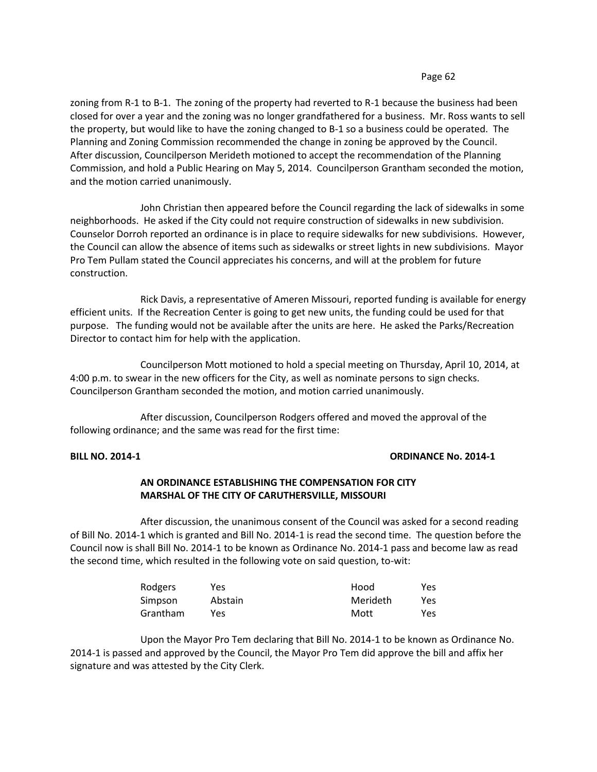zoning from R-1 to B-1. The zoning of the property had reverted to R-1 because the business had been closed for over a year and the zoning was no longer grandfathered for a business. Mr. Ross wants to sell the property, but would like to have the zoning changed to B-1 so a business could be operated. The Planning and Zoning Commission recommended the change in zoning be approved by the Council. After discussion, Councilperson Merideth motioned to accept the recommendation of the Planning Commission, and hold a Public Hearing on May 5, 2014. Councilperson Grantham seconded the motion, and the motion carried unanimously.

John Christian then appeared before the Council regarding the lack of sidewalks in some neighborhoods. He asked if the City could not require construction of sidewalks in new subdivision. Counselor Dorroh reported an ordinance is in place to require sidewalks for new subdivisions. However, the Council can allow the absence of items such as sidewalks or street lights in new subdivisions. Mayor Pro Tem Pullam stated the Council appreciates his concerns, and will at the problem for future construction.

Rick Davis, a representative of Ameren Missouri, reported funding is available for energy efficient units. If the Recreation Center is going to get new units, the funding could be used for that purpose. The funding would not be available after the units are here. He asked the Parks/Recreation Director to contact him for help with the application.

Councilperson Mott motioned to hold a special meeting on Thursday, April 10, 2014, at 4:00 p.m. to swear in the new officers for the City, as well as nominate persons to sign checks. Councilperson Grantham seconded the motion, and motion carried unanimously.

After discussion, Councilperson Rodgers offered and moved the approval of the following ordinance; and the same was read for the first time:

**BILL NO. 2014-1** **ORDINANCE No. 2014-1**

**AN ORDINANCE ESTABLISHING THE COMPENSATION FOR CITY MARSHAL OF THE CITY OF CARUTHERSVILLE, MISSOURI**

After discussion, the unanimous consent of the Council was asked for a second reading of Bill No. 2014-1 which is granted and Bill No. 2014-1 is read the second time. The question before the Council now is shall Bill No. 2014-1 to be known as Ordinance No. 2014-1 pass and become law as read the second time, which resulted in the following vote on said question, to-wit:

| | | | |
|---|---|---|---|
| Rodgers | Yes | Hood | Yes |
| Simpson | Abstain | Merideth | Yes |
| Grantham | Yes | Mott | Yes |

Upon the Mayor Pro Tem declaring that Bill No. 2014-1 to be known as Ordinance No. 2014-1 is passed and approved by the Council, the Mayor Pro Tem did approve the bill and affix her signature and was attested by the City Clerk.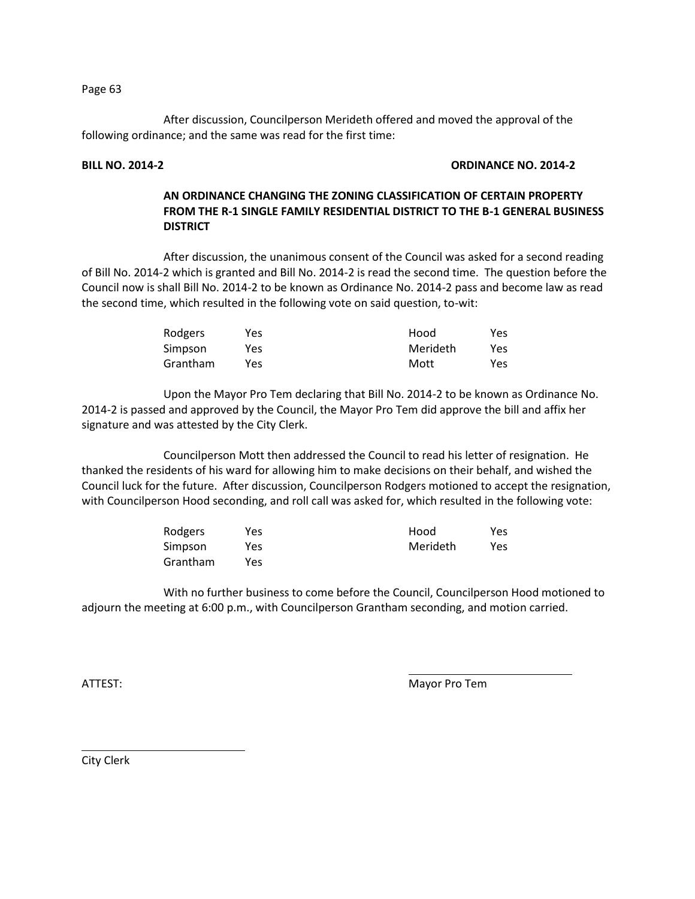After discussion, Councilperson Merideth offered and moved the approval of the following ordinance; and the same was read for the first time:

**BILL NO. 2014-2** **ORDINANCE NO. 2014-2**

**AN ORDINANCE CHANGING THE ZONING CLASSIFICATION OF CERTAIN PROPERTY FROM THE R-1 SINGLE FAMILY RESIDENTIAL DISTRICT TO THE B-1 GENERAL BUSINESS DISTRICT**

After discussion, the unanimous consent of the Council was asked for a second reading of Bill No. 2014-2 which is granted and Bill No. 2014-2 is read the second time. The question before the Council now is shall Bill No. 2014-2 to be known as Ordinance No. 2014-2 pass and become law as read the second time, which resulted in the following vote on said question, to-wit:

| | | | |
|---|---|---|---|
| Rodgers | Yes | Hood | Yes |
| Simpson | Yes | Merideth | Yes |
| Grantham | Yes | Mott | Yes |

Upon the Mayor Pro Tem declaring that Bill No. 2014-2 to be known as Ordinance No. 2014-2 is passed and approved by the Council, the Mayor Pro Tem did approve the bill and affix her signature and was attested by the City Clerk.

Councilperson Mott then addressed the Council to read his letter of resignation. He thanked the residents of his ward for allowing him to make decisions on their behalf, and wished the Council luck for the future. After discussion, Councilperson Rodgers motioned to accept the resignation, with Councilperson Hood seconding, and roll call was asked for, which resulted in the following vote:

| | | | |
|---|---|---|---|
| Rodgers | Yes | Hood | Yes |
| Simpson | Yes | Merideth | Yes |
| Grantham | Yes | | |

With no further business to come before the Council, Councilperson Hood motioned to adjourn the meeting at 6:00 p.m., with Councilperson Grantham seconding, and motion carried.

ATTEST: \_\_\_\_\_\_\_\_\_\_\_\_\_\_\_\_\_\_\_\_\_\_\_\_\_\_\_\_

Mayor Pro Tem

\_\_\_\_\_\_\_\_\_\_\_\_\_\_\_\_\_\_\_\_\_\_\_\_\_\_\_\_

City Clerk